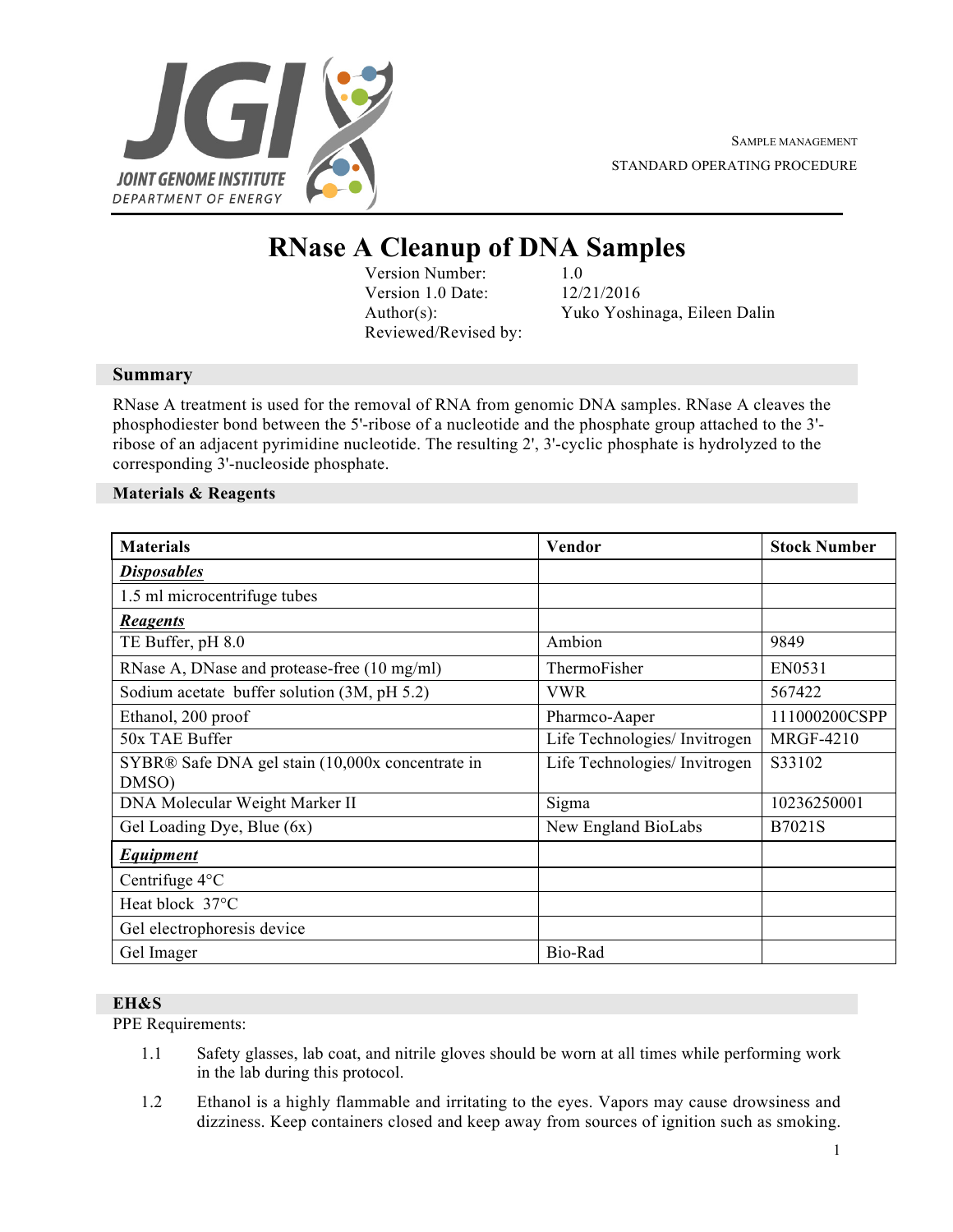SAMPLE MANAGEMENT

STANDARD OPERATING PROCEDURE

# RNase A Cleanup of DNA Samples

Version Number: 1.0
Version 1.0 Date: 12/21/2016
Author(s): Yuko Yoshinaga, Eileen Dalin
Reviewed/Revised by:

## Summary

RNase A treatment is used for the removal of RNA from genomic DNA samples. RNase A cleaves the phosphodiester bond between the 5'-ribose of a nucleotide and the phosphate group attached to the 3'-ribose of an adjacent pyrimidine nucleotide. The resulting 2', 3'-cyclic phosphate is hydrolyzed to the corresponding 3'-nucleoside phosphate.

## Materials & Reagents

| Materials | Vendor | Stock Number |
|---|---|---|
| ***Disposables*** | | |
| 1.5 ml microcentrifuge tubes | | |
| ***Reagents*** | | |
| TE Buffer, pH 8.0 | Ambion | 9849 |
| RNase A, DNase and protease-free (10 mg/ml) | ThermoFisher | EN0531 |
| Sodium acetate buffer solution (3M, pH 5.2) | VWR | 567422 |
| Ethanol, 200 proof | Pharmco-Aaper | 111000200CSPP |
| 50x TAE Buffer | Life Technologies/ Invitrogen | MRGF-4210 |
| SYBR® Safe DNA gel stain (10,000x concentrate in DMSO) | Life Technologies/ Invitrogen | S33102 |
| DNA Molecular Weight Marker II | Sigma | 10236250001 |
| Gel Loading Dye, Blue (6x) | New England BioLabs | B7021S |
| ***Equipment*** | | |
| Centrifuge 4°C | | |
| Heat block 37°C | | |
| Gel electrophoresis device | | |
| Gel Imager | Bio-Rad | |

## EH&S

PPE Requirements:

1.1 Safety glasses, lab coat, and nitrile gloves should be worn at all times while performing work in the lab during this protocol.

1.2 Ethanol is a highly flammable and irritating to the eyes. Vapors may cause drowsiness and dizziness. Keep containers closed and keep away from sources of ignition such as smoking.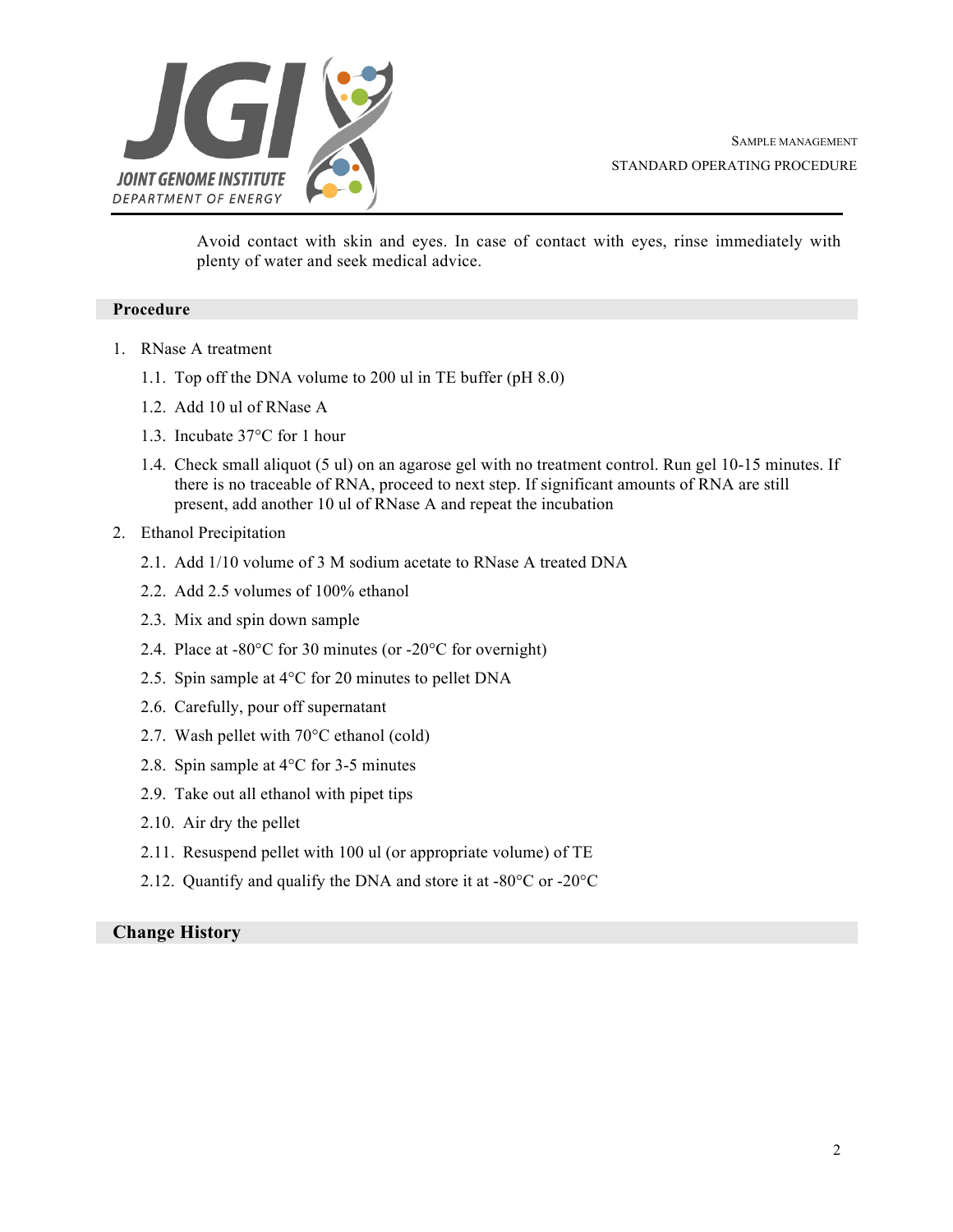Avoid contact with skin and eyes. In case of contact with eyes, rinse immediately with plenty of water and seek medical advice.

## Procedure

1. RNase A treatment
   1.1. Top off the DNA volume to 200 ul in TE buffer (pH 8.0)
   1.2. Add 10 ul of RNase A
   1.3. Incubate 37°C for 1 hour
   1.4. Check small aliquot (5 ul) on an agarose gel with no treatment control. Run gel 10-15 minutes. If there is no traceable of RNA, proceed to next step. If significant amounts of RNA are still present, add another 10 ul of RNase A and repeat the incubation
2. Ethanol Precipitation
   2.1. Add 1/10 volume of 3 M sodium acetate to RNase A treated DNA
   2.2. Add 2.5 volumes of 100% ethanol
   2.3. Mix and spin down sample
   2.4. Place at -80°C for 30 minutes (or -20°C for overnight)
   2.5. Spin sample at 4°C for 20 minutes to pellet DNA
   2.6. Carefully, pour off supernatant
   2.7. Wash pellet with 70°C ethanol (cold)
   2.8. Spin sample at 4°C for 3-5 minutes
   2.9. Take out all ethanol with pipet tips
   2.10. Air dry the pellet
   2.11. Resuspend pellet with 100 ul (or appropriate volume) of TE
   2.12. Quantify and qualify the DNA and store it at -80°C or -20°C

## Change History